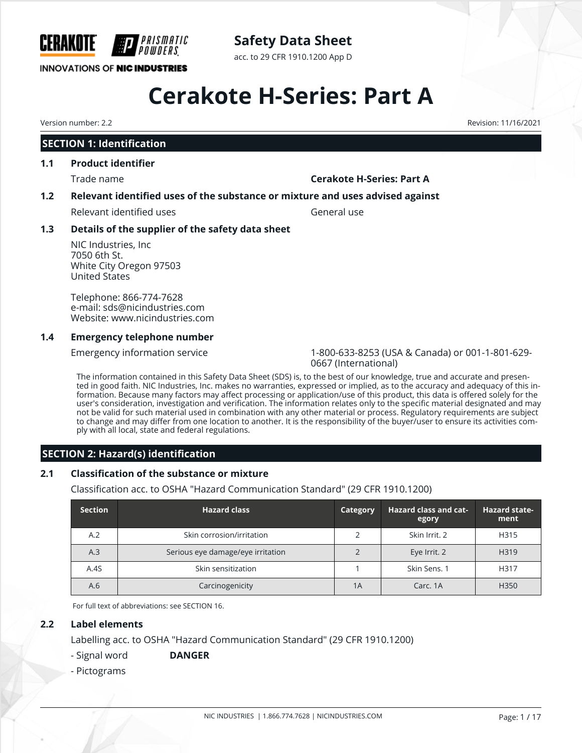# Safety Data Sheet

acc. to 29 CFR 1910.1200 App D

# Cerakote H-Series: Part A

Version number: 2.2

Revision: 11/16/2021

## SECTION 1: Identification

### 1.1 Product identifier

Trade name **Cerakote H-Series: Part A**

### 1.2 Relevant identified uses of the substance or mixture and uses advised against

Relevant identified uses General use

### 1.3 Details of the supplier of the safety data sheet

NIC Industries, Inc
7050 6th St.
White City Oregon 97503
United States

Telephone: 866-774-7628
e-mail: sds@nicindustries.com
Website: www.nicindustries.com

### 1.4 Emergency telephone number

Emergency information service 1-800-633-8253 (USA & Canada) or 001-1-801-629-0667 (International)

The information contained in this Safety Data Sheet (SDS) is, to the best of our knowledge, true and accurate and presented in good faith. NIC Industries, Inc. makes no warranties, expressed or implied, as to the accuracy and adequacy of this information. Because many factors may affect processing or application/use of this product, this data is offered solely for the user's consideration, investigation and verification. The information relates only to the specific material designated and may not be valid for such material used in combination with any other material or process. Regulatory requirements are subject to change and may differ from one location to another. It is the responsibility of the buyer/user to ensure its activities comply with all local, state and federal regulations.

## SECTION 2: Hazard(s) identification

### 2.1 Classification of the substance or mixture

Classification acc. to OSHA "Hazard Communication Standard" (29 CFR 1910.1200)

| Section | Hazard class | Category | Hazard class and category | Hazard statement |
|---|---|---|---|---|
| A.2 | Skin corrosion/irritation | 2 | Skin Irrit. 2 | H315 |
| A.3 | Serious eye damage/eye irritation | 2 | Eye Irrit. 2 | H319 |
| A.4S | Skin sensitization | 1 | Skin Sens. 1 | H317 |
| A.6 | Carcinogenicity | 1A | Carc. 1A | H350 |

For full text of abbreviations: see SECTION 16.

### 2.2 Label elements

Labelling acc. to OSHA "Hazard Communication Standard" (29 CFR 1910.1200)

- Signal word **DANGER**

- Pictograms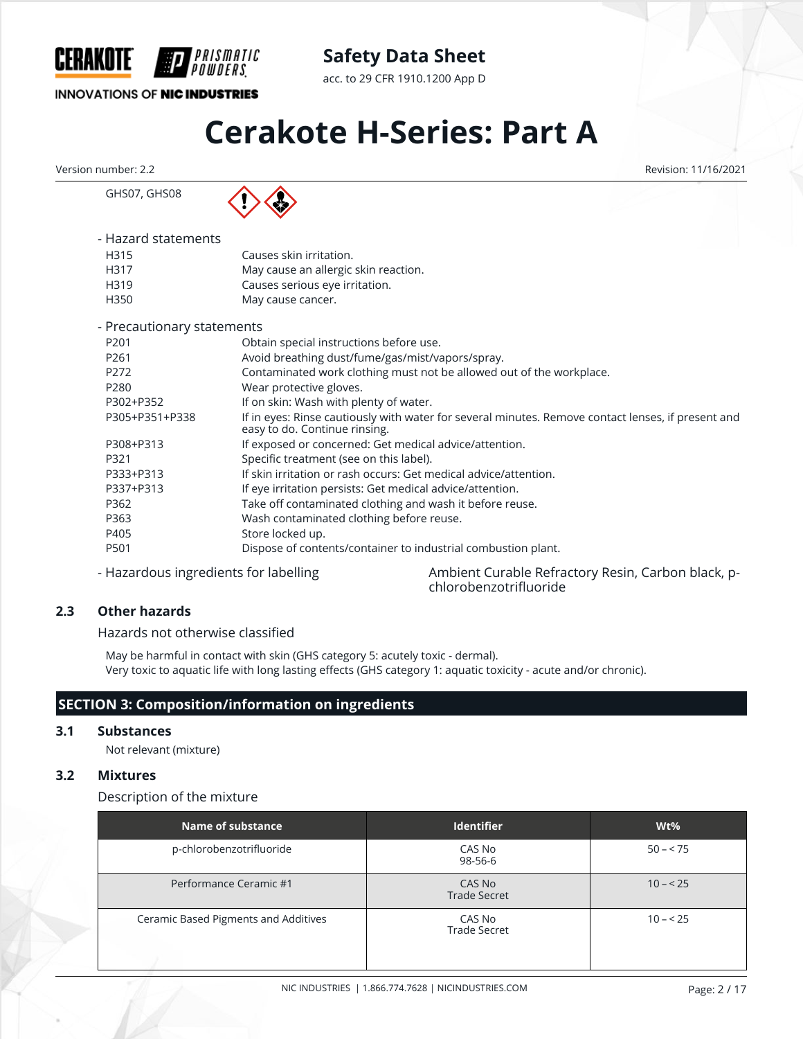GHS07, GHS08

- Hazard statements

| | |
|---|---|
| H315 | Causes skin irritation. |
| H317 | May cause an allergic skin reaction. |
| H319 | Causes serious eye irritation. |
| H350 | May cause cancer. |

- Precautionary statements

| | |
|---|---|
| P201 | Obtain special instructions before use. |
| P261 | Avoid breathing dust/fume/gas/mist/vapors/spray. |
| P272 | Contaminated work clothing must not be allowed out of the workplace. |
| P280 | Wear protective gloves. |
| P302+P352 | If on skin: Wash with plenty of water. |
| P305+P351+P338 | If in eyes: Rinse cautiously with water for several minutes. Remove contact lenses, if present and easy to do. Continue rinsing. |
| P308+P313 | If exposed or concerned: Get medical advice/attention. |
| P321 | Specific treatment (see on this label). |
| P333+P313 | If skin irritation or rash occurs: Get medical advice/attention. |
| P337+P313 | If eye irritation persists: Get medical advice/attention. |
| P362 | Take off contaminated clothing and wash it before reuse. |
| P363 | Wash contaminated clothing before reuse. |
| P405 | Store locked up. |
| P501 | Dispose of contents/container to industrial combustion plant. |

- Hazardous ingredients for labelling: Ambient Curable Refractory Resin, Carbon black, p-chlorobenzotrifluoride

### 2.3 Other hazards

Hazards not otherwise classified

May be harmful in contact with skin (GHS category 5: acutely toxic - dermal).
Very toxic to aquatic life with long lasting effects (GHS category 1: aquatic toxicity - acute and/or chronic).

## SECTION 3: Composition/information on ingredients

### 3.1 Substances

Not relevant (mixture)

### 3.2 Mixtures

Description of the mixture

| Name of substance | Identifier | Wt% |
|---|---|---|
| p-chlorobenzotrifluoride | CAS No 98-56-6 | 50 – < 75 |
| Performance Ceramic #1 | CAS No Trade Secret | 10 – < 25 |
| Ceramic Based Pigments and Additives | CAS No Trade Secret | 10 – < 25 |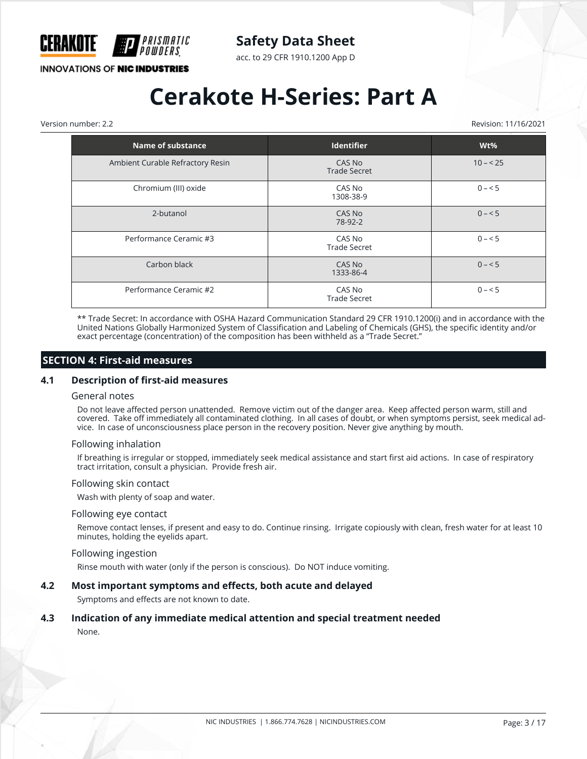| Name of substance | Identifier | Wt% |
|---|---|---|
| Ambient Curable Refractory Resin | CAS No<br>Trade Secret | 10 – < 25 |
| Chromium (III) oxide | CAS No<br>1308-38-9 | 0 – < 5 |
| 2-butanol | CAS No<br>78-92-2 | 0 – < 5 |
| Performance Ceramic #3 | CAS No<br>Trade Secret | 0 – < 5 |
| Carbon black | CAS No<br>1333-86-4 | 0 – < 5 |
| Performance Ceramic #2 | CAS No<br>Trade Secret | 0 – < 5 |

** Trade Secret: In accordance with OSHA Hazard Communication Standard 29 CFR 1910.1200(i) and in accordance with the United Nations Globally Harmonized System of Classification and Labeling of Chemicals (GHS), the specific identity and/or exact percentage (concentration) of the composition has been withheld as a "Trade Secret."

## SECTION 4: First-aid measures

### 4.1 Description of first-aid measures

General notes

Do not leave affected person unattended. Remove victim out of the danger area. Keep affected person warm, still and covered. Take off immediately all contaminated clothing. In all cases of doubt, or when symptoms persist, seek medical advice. In case of unconsciousness place person in the recovery position. Never give anything by mouth.

Following inhalation

If breathing is irregular or stopped, immediately seek medical assistance and start first aid actions. In case of respiratory tract irritation, consult a physician. Provide fresh air.

Following skin contact

Wash with plenty of soap and water.

Following eye contact

Remove contact lenses, if present and easy to do. Continue rinsing. Irrigate copiously with clean, fresh water for at least 10 minutes, holding the eyelids apart.

Following ingestion

Rinse mouth with water (only if the person is conscious). Do NOT induce vomiting.

### 4.2 Most important symptoms and effects, both acute and delayed

Symptoms and effects are not known to date.

### 4.3 Indication of any immediate medical attention and special treatment needed

None.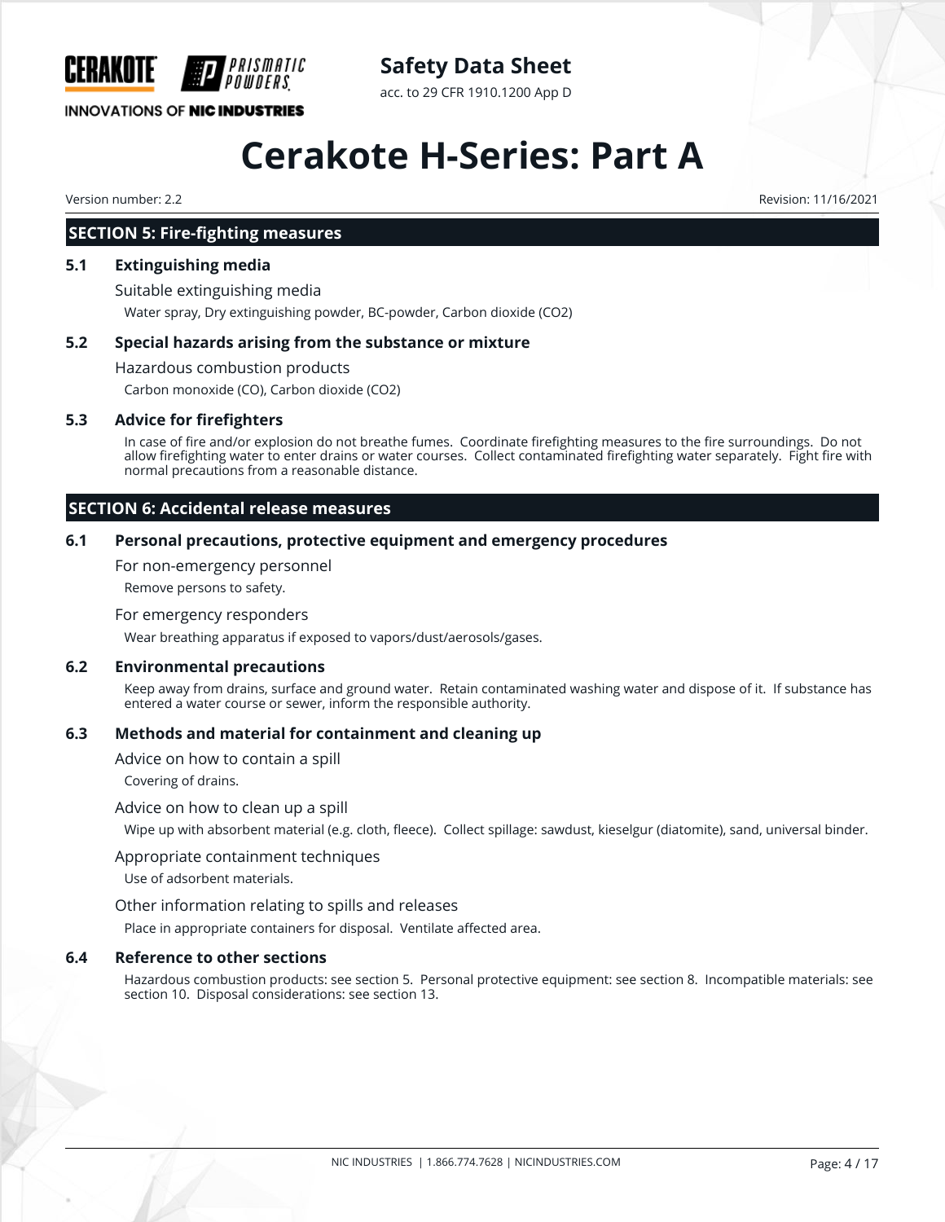## SECTION 5: Fire-fighting measures

### 5.1 Extinguishing media

Suitable extinguishing media

Water spray, Dry extinguishing powder, BC-powder, Carbon dioxide ($CO_2$)

### 5.2 Special hazards arising from the substance or mixture

Hazardous combustion products

Carbon monoxide (CO), Carbon dioxide ($CO_2$)

### 5.3 Advice for firefighters

In case of fire and/or explosion do not breathe fumes. Coordinate firefighting measures to the fire surroundings. Do not allow firefighting water to enter drains or water courses. Collect contaminated firefighting water separately. Fight fire with normal precautions from a reasonable distance.

## SECTION 6: Accidental release measures

### 6.1 Personal precautions, protective equipment and emergency procedures

For non-emergency personnel

Remove persons to safety.

For emergency responders

Wear breathing apparatus if exposed to vapors/dust/aerosols/gases.

### 6.2 Environmental precautions

Keep away from drains, surface and ground water. Retain contaminated washing water and dispose of it. If substance has entered a water course or sewer, inform the responsible authority.

### 6.3 Methods and material for containment and cleaning up

Advice on how to contain a spill

Covering of drains.

Advice on how to clean up a spill

Wipe up with absorbent material (e.g. cloth, fleece). Collect spillage: sawdust, kieselgur (diatomite), sand, universal binder.

Appropriate containment techniques

Use of adsorbent materials.

Other information relating to spills and releases

Place in appropriate containers for disposal. Ventilate affected area.

### 6.4 Reference to other sections

Hazardous combustion products: see section 5. Personal protective equipment: see section 8. Incompatible materials: see section 10. Disposal considerations: see section 13.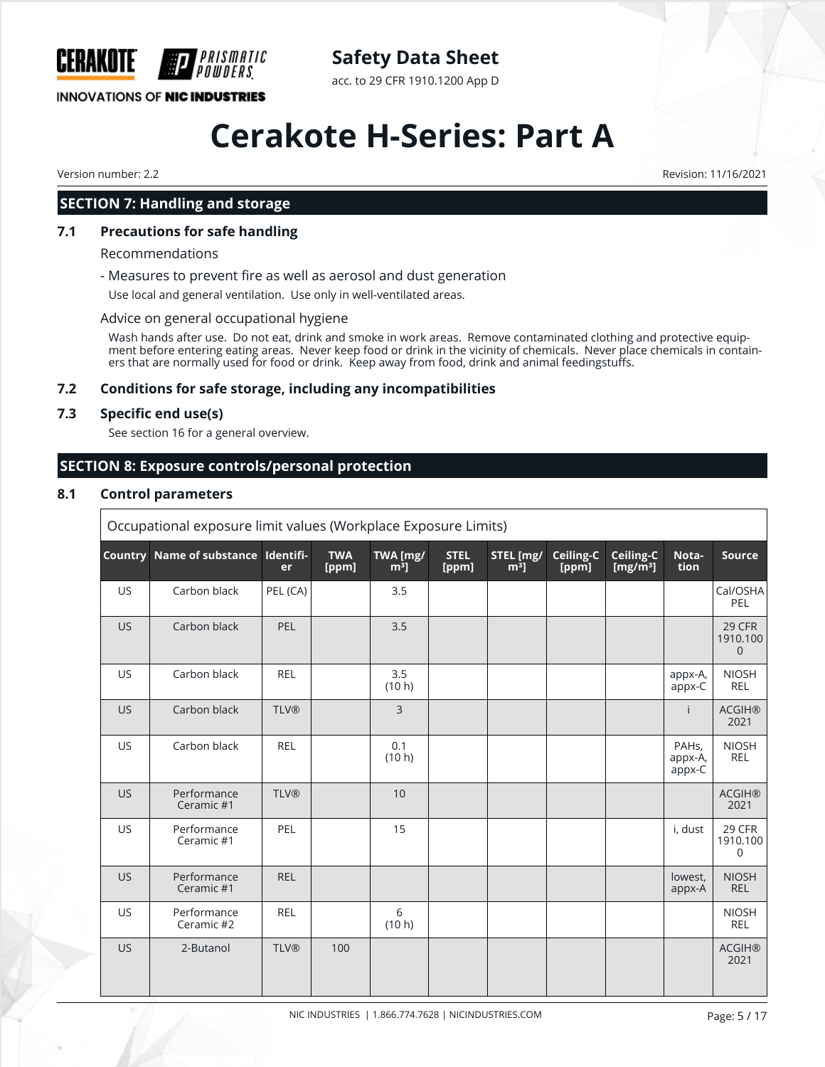## SECTION 7: Handling and storage

### 7.1 Precautions for safe handling

Recommendations

- Measures to prevent fire as well as aerosol and dust generation

Use local and general ventilation. Use only in well-ventilated areas.

Advice on general occupational hygiene

Wash hands after use. Do not eat, drink and smoke in work areas. Remove contaminated clothing and protective equipment before entering eating areas. Never keep food or drink in the vicinity of chemicals. Never place chemicals in containers that are normally used for food or drink. Keep away from food, drink and animal feedingstuffs.

### 7.2 Conditions for safe storage, including any incompatibilities

### 7.3 Specific end use(s)

See section 16 for a general overview.

## SECTION 8: Exposure controls/personal protection

### 8.1 Control parameters

Occupational exposure limit values (Workplace Exposure Limits)

| Country | Name of substance | Identifier | TWA [ppm] | TWA [mg/m³] | STEL [ppm] | STEL [mg/m³] | Ceiling-C [ppm] | Ceiling-C [mg/m³] | Notation | Source |
|---|---|---|---|---|---|---|---|---|---|---|
| US | Carbon black | PEL (CA) | | 3.5 | | | | | | Cal/OSHA PEL |
| US | Carbon black | PEL | | 3.5 | | | | | | 29 CFR 1910.1000 |
| US | Carbon black | REL | | 3.5 (10 h) | | | | | appx-A, appx-C | NIOSH REL |
| US | Carbon black | TLV® | | 3 | | | | | i | ACGIH® 2021 |
| US | Carbon black | REL | | 0.1 (10 h) | | | | | PAHs, appx-A, appx-C | NIOSH REL |
| US | Performance Ceramic #1 | TLV® | | 10 | | | | | | ACGIH® 2021 |
| US | Performance Ceramic #1 | PEL | | 15 | | | | | i, dust | 29 CFR 1910.1000 |
| US | Performance Ceramic #1 | REL | | | | | | | lowest, appx-A | NIOSH REL |
| US | Performance Ceramic #2 | REL | | 6 (10 h) | | | | | | NIOSH REL |
| US | 2-Butanol | TLV® | 100 | | | | | | | ACGIH® 2021 |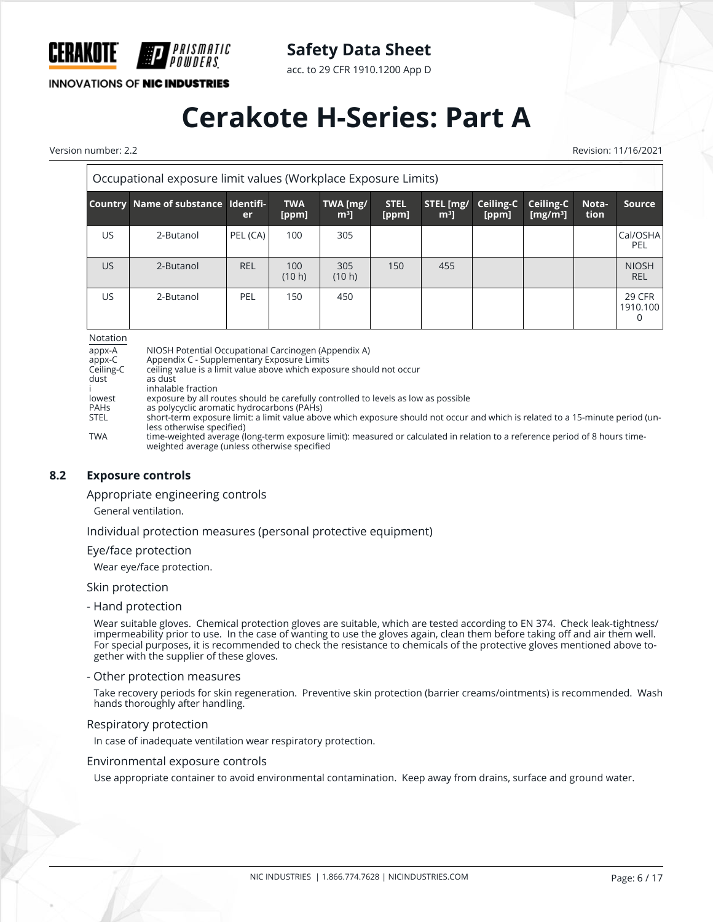| Occupational exposure limit values (Workplace Exposure Limits) | | | | | | | | | | |
|---|---|---|---|---|---|---|---|---|---|---|
| Country | Name of substance | Identifier | TWA [ppm] | TWA [mg/m³] | STEL [ppm] | STEL [mg/m³] | Ceiling-C [ppm] | Ceiling-C [mg/m³] | Notation | Source |
| US | 2-Butanol | PEL (CA) | 100 | 305 | | | | | | Cal/OSHA PEL |
| US | 2-Butanol | REL | 100 (10 h) | 305 (10 h) | 150 | 455 | | | | NIOSH REL |
| US | 2-Butanol | PEL | 150 | 450 | | | | | | 29 CFR 1910.1000 |

Notation

- appx-A: NIOSH Potential Occupational Carcinogen (Appendix A)
- appx-C: Appendix C - Supplementary Exposure Limits
- Ceiling-C: ceiling value is a limit value above which exposure should not occur
- dust: as dust
- i: inhalable fraction
- lowest: exposure by all routes should be carefully controlled to levels as low as possible
- PAHs: as polycyclic aromatic hydrocarbons (PAHs)
- STEL: short-term exposure limit: a limit value above which exposure should not occur and which is related to a 15-minute period (unless otherwise specified)
- TWA: time-weighted average (long-term exposure limit): measured or calculated in relation to a reference period of 8 hours time-weighted average (unless otherwise specified

## 8.2 Exposure controls

### Appropriate engineering controls

General ventilation.

### Individual protection measures (personal protective equipment)

### Eye/face protection

Wear eye/face protection.

### Skin protection

#### - Hand protection

Wear suitable gloves. Chemical protection gloves are suitable, which are tested according to EN 374. Check leak-tightness/impermeability prior to use. In the case of wanting to use the gloves again, clean them before taking off and air them well. For special purposes, it is recommended to check the resistance to chemicals of the protective gloves mentioned above together with the supplier of these gloves.

#### - Other protection measures

Take recovery periods for skin regeneration. Preventive skin protection (barrier creams/ointments) is recommended. Wash hands thoroughly after handling.

### Respiratory protection

In case of inadequate ventilation wear respiratory protection.

### Environmental exposure controls

Use appropriate container to avoid environmental contamination. Keep away from drains, surface and ground water.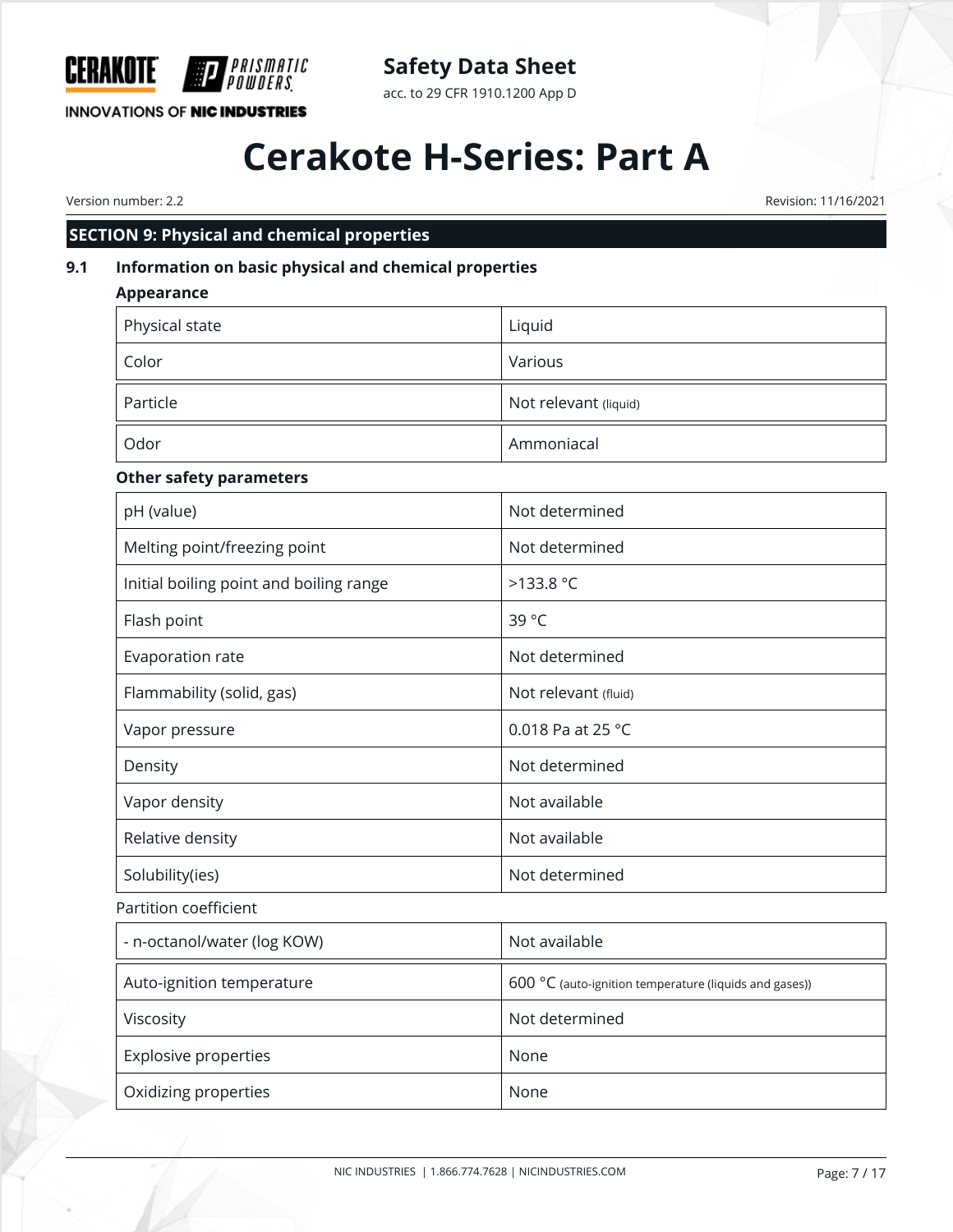## SECTION 9: Physical and chemical properties

### 9.1 Information on basic physical and chemical properties

**Appearance**

| | |
|---|---|
| Physical state | Liquid |
| Color | Various |
| Particle | Not relevant (liquid) |
| Odor | Ammoniacal |

**Other safety parameters**

| | |
|---|---|
| pH (value) | Not determined |
| Melting point/freezing point | Not determined |
| Initial boiling point and boiling range | >133.8 °C |
| Flash point | 39 °C |
| Evaporation rate | Not determined |
| Flammability (solid, gas) | Not relevant (fluid) |
| Vapor pressure | 0.018 Pa at 25 °C |
| Density | Not determined |
| Vapor density | Not available |
| Relative density | Not available |
| Solubility(ies) | Not determined |

Partition coefficient

| | |
|---|---|
| - n-octanol/water (log KOW) | Not available |
| Auto-ignition temperature | 600 °C (auto-ignition temperature (liquids and gases)) |
| Viscosity | Not determined |
| Explosive properties | None |
| Oxidizing properties | None |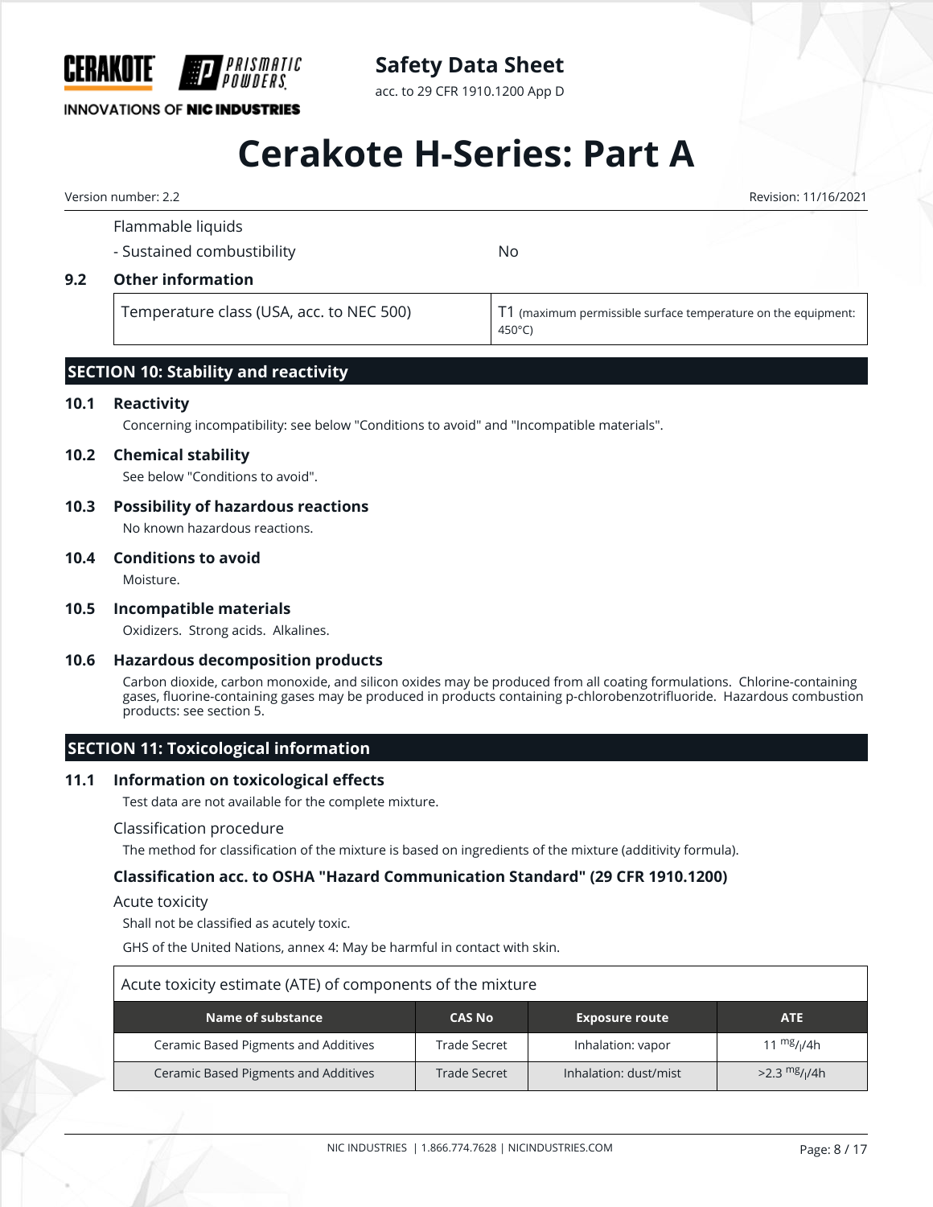Flammable liquids

- Sustained combustibility — No

### 9.2 Other information

| Temperature class (USA, acc. to NEC 500) | T1 (maximum permissible surface temperature on the equipment: 450°C) |
|---|---|

## SECTION 10: Stability and reactivity

### 10.1 Reactivity

Concerning incompatibility: see below "Conditions to avoid" and "Incompatible materials".

### 10.2 Chemical stability

See below "Conditions to avoid".

### 10.3 Possibility of hazardous reactions

No known hazardous reactions.

### 10.4 Conditions to avoid

Moisture.

### 10.5 Incompatible materials

Oxidizers. Strong acids. Alkalines.

### 10.6 Hazardous decomposition products

Carbon dioxide, carbon monoxide, and silicon oxides may be produced from all coating formulations. Chlorine-containing gases, fluorine-containing gases may be produced in products containing p-chlorobenzotrifluoride. Hazardous combustion products: see section 5.

## SECTION 11: Toxicological information

### 11.1 Information on toxicological effects

Test data are not available for the complete mixture.

Classification procedure

The method for classification of the mixture is based on ingredients of the mixture (additivity formula).

**Classification acc. to OSHA "Hazard Communication Standard" (29 CFR 1910.1200)**

Acute toxicity

Shall not be classified as acutely toxic.

GHS of the United Nations, annex 4: May be harmful in contact with skin.

Acute toxicity estimate (ATE) of components of the mixture

| Name of substance | CAS No | Exposure route | ATE |
|---|---|---|---|
| Ceramic Based Pigments and Additives | Trade Secret | Inhalation: vapor | 11 $^{mg}/_{l}$/4h |
| Ceramic Based Pigments and Additives | Trade Secret | Inhalation: dust/mist | >2.3 $^{mg}/_{l}$/4h |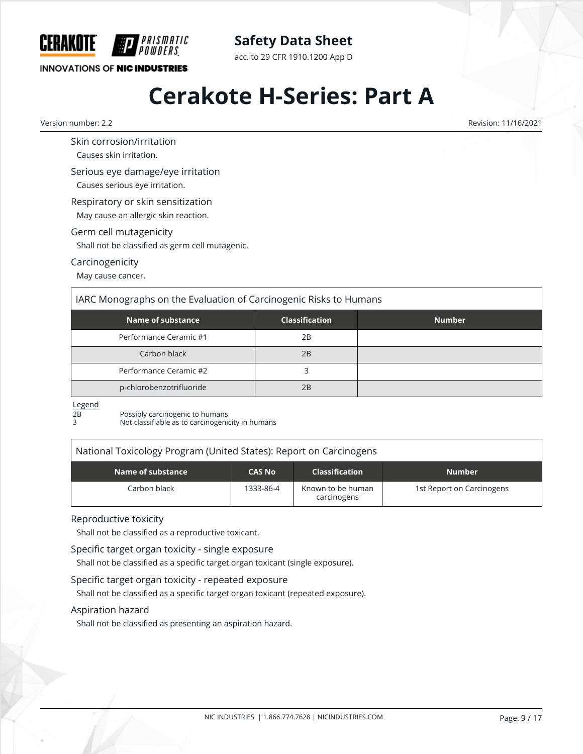#### Skin corrosion/irritation

Causes skin irritation.

#### Serious eye damage/eye irritation

Causes serious eye irritation.

#### Respiratory or skin sensitization

May cause an allergic skin reaction.

#### Germ cell mutagenicity

Shall not be classified as germ cell mutagenic.

#### Carcinogenicity

May cause cancer.

**IARC Monographs on the Evaluation of Carcinogenic Risks to Humans**

| Name of substance | Classification | Number |
|---|---|---|
| Performance Ceramic #1 | 2B | |
| Carbon black | 2B | |
| Performance Ceramic #2 | 3 | |
| p-chlorobenzotrifluoride | 2B | |

Legend

2B Possibly carcinogenic to humans

3 Not classifiable as to carcinogenicity in humans

**National Toxicology Program (United States): Report on Carcinogens**

| Name of substance | CAS No | Classification | Number |
|---|---|---|---|
| Carbon black | 1333-86-4 | Known to be human carcinogens | 1st Report on Carcinogens |

#### Reproductive toxicity

Shall not be classified as a reproductive toxicant.

#### Specific target organ toxicity - single exposure

Shall not be classified as a specific target organ toxicant (single exposure).

#### Specific target organ toxicity - repeated exposure

Shall not be classified as a specific target organ toxicant (repeated exposure).

#### Aspiration hazard

Shall not be classified as presenting an aspiration hazard.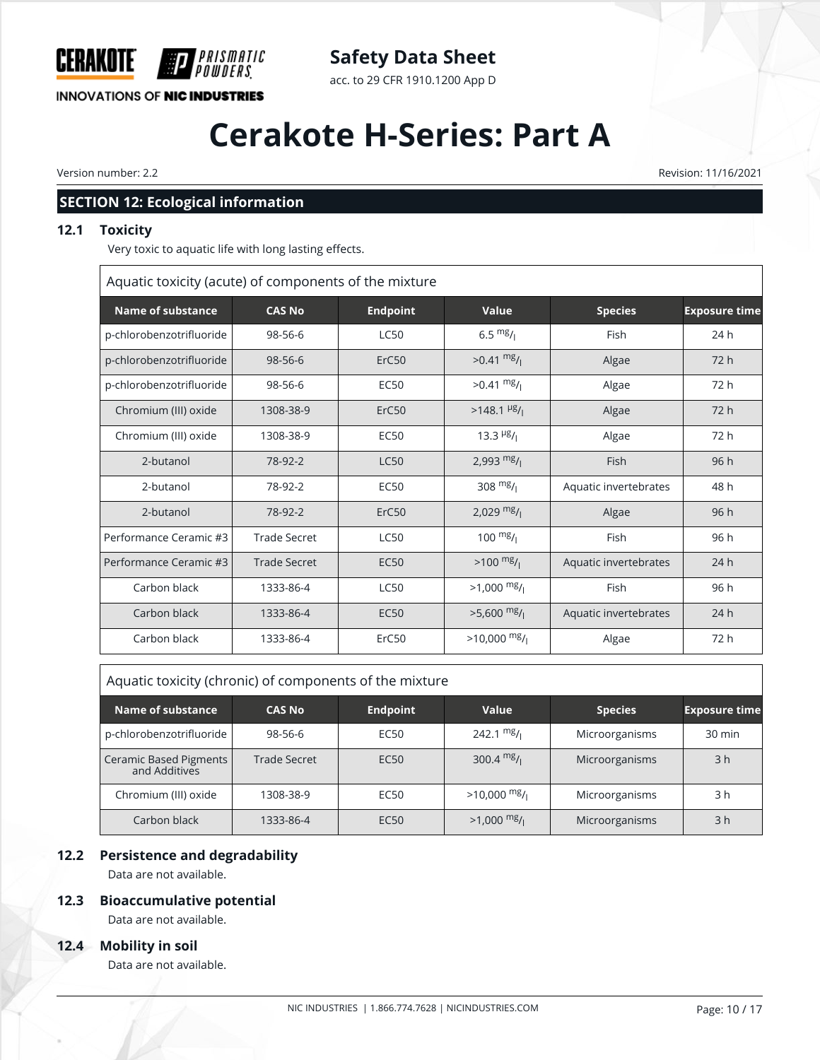## SECTION 12: Ecological information

### 12.1 Toxicity

Very toxic to aquatic life with long lasting effects.

**Aquatic toxicity (acute) of components of the mixture**

| Name of substance | CAS No | Endpoint | Value | Species | Exposure time |
|---|---|---|---|---|---|
| p-chlorobenzotrifluoride | 98-56-6 | LC50 | 6.5 mg/l | Fish | 24 h |
| p-chlorobenzotrifluoride | 98-56-6 | ErC50 | >0.41 mg/l | Algae | 72 h |
| p-chlorobenzotrifluoride | 98-56-6 | EC50 | >0.41 mg/l | Algae | 72 h |
| Chromium (III) oxide | 1308-38-9 | ErC50 | >148.1 µg/l | Algae | 72 h |
| Chromium (III) oxide | 1308-38-9 | EC50 | 13.3 µg/l | Algae | 72 h |
| 2-butanol | 78-92-2 | LC50 | 2,993 mg/l | Fish | 96 h |
| 2-butanol | 78-92-2 | EC50 | 308 mg/l | Aquatic invertebrates | 48 h |
| 2-butanol | 78-92-2 | ErC50 | 2,029 mg/l | Algae | 96 h |
| Performance Ceramic #3 | Trade Secret | LC50 | 100 mg/l | Fish | 96 h |
| Performance Ceramic #3 | Trade Secret | EC50 | >100 mg/l | Aquatic invertebrates | 24 h |
| Carbon black | 1333-86-4 | LC50 | >1,000 mg/l | Fish | 96 h |
| Carbon black | 1333-86-4 | EC50 | >5,600 mg/l | Aquatic invertebrates | 24 h |
| Carbon black | 1333-86-4 | ErC50 | >10,000 mg/l | Algae | 72 h |

**Aquatic toxicity (chronic) of components of the mixture**

| Name of substance | CAS No | Endpoint | Value | Species | Exposure time |
|---|---|---|---|---|---|
| p-chlorobenzotrifluoride | 98-56-6 | EC50 | 242.1 mg/l | Microorganisms | 30 min |
| Ceramic Based Pigments and Additives | Trade Secret | EC50 | 300.4 mg/l | Microorganisms | 3 h |
| Chromium (III) oxide | 1308-38-9 | EC50 | >10,000 mg/l | Microorganisms | 3 h |
| Carbon black | 1333-86-4 | EC50 | >1,000 mg/l | Microorganisms | 3 h |

### 12.2 Persistence and degradability

Data are not available.

### 12.3 Bioaccumulative potential

Data are not available.

### 12.4 Mobility in soil

Data are not available.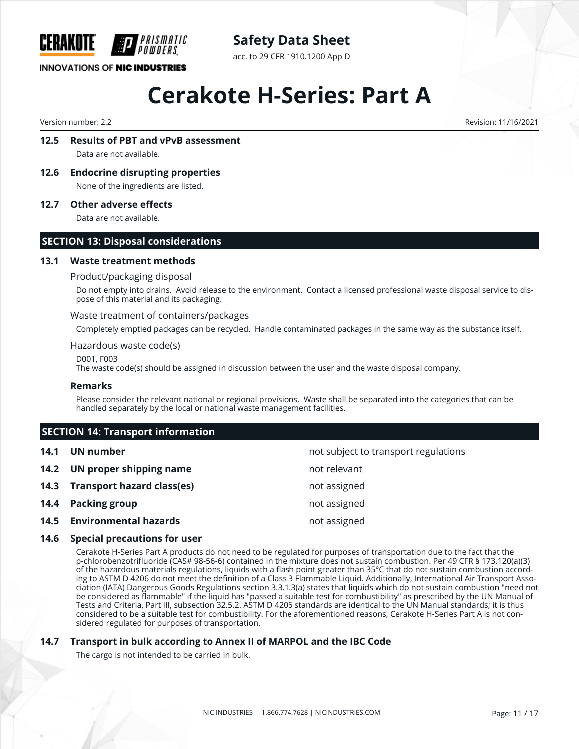### 12.5 Results of PBT and vPvB assessment

Data are not available.

### 12.6 Endocrine disrupting properties

None of the ingredients are listed.

### 12.7 Other adverse effects

Data are not available.

## SECTION 13: Disposal considerations

### 13.1 Waste treatment methods

Product/packaging disposal

Do not empty into drains. Avoid release to the environment. Contact a licensed professional waste disposal service to dispose of this material and its packaging.

Waste treatment of containers/packages

Completely emptied packages can be recycled. Handle contaminated packages in the same way as the substance itself.

Hazardous waste code(s)

D001, F003
The waste code(s) should be assigned in discussion between the user and the waste disposal company.

**Remarks**

Please consider the relevant national or regional provisions. Waste shall be separated into the categories that can be handled separately by the local or national waste management facilities.

## SECTION 14: Transport information

| | | |
|---|---|---|
| **14.1** | **UN number** | not subject to transport regulations |
| **14.2** | **UN proper shipping name** | not relevant |
| **14.3** | **Transport hazard class(es)** | not assigned |
| **14.4** | **Packing group** | not assigned |
| **14.5** | **Environmental hazards** | not assigned |

### 14.6 Special precautions for user

Cerakote H-Series Part A products do not need to be regulated for purposes of transportation due to the fact that the p-chlorobenzotrifluoride (CAS# 98-56-6) contained in the mixture does not sustain combustion. Per 49 CFR § 173.120(a)(3) of the hazardous materials regulations, liquids with a flash point greater than 35°C that do not sustain combustion according to ASTM D 4206 do not meet the definition of a Class 3 Flammable Liquid. Additionally, International Air Transport Association (IATA) Dangerous Goods Regulations section 3.3.1.3(a) states that liquids which do not sustain combustion "need not be considered as flammable" if the liquid has "passed a suitable test for combustibility" as prescribed by the UN Manual of Tests and Criteria, Part III, subsection 32.5.2. ASTM D 4206 standards are identical to the UN Manual standards; it is thus considered to be a suitable test for combustibility. For the aforementioned reasons, Cerakote H-Series Part A is not considered regulated for purposes of transportation.

### 14.7 Transport in bulk according to Annex II of MARPOL and the IBC Code

The cargo is not intended to be carried in bulk.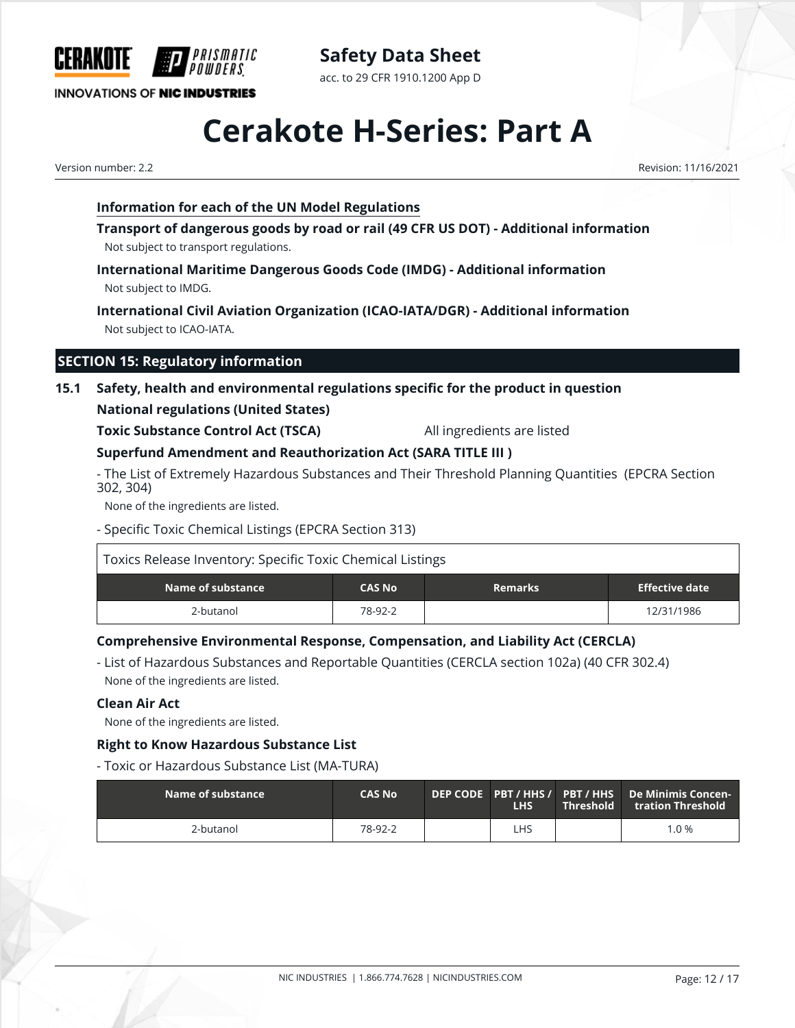### Information for each of the UN Model Regulations

**Transport of dangerous goods by road or rail (49 CFR US DOT) - Additional information**

Not subject to transport regulations.

**International Maritime Dangerous Goods Code (IMDG) - Additional information**

Not subject to IMDG.

**International Civil Aviation Organization (ICAO-IATA/DGR) - Additional information**

Not subject to ICAO-IATA.

## SECTION 15: Regulatory information

### 15.1 Safety, health and environmental regulations specific for the product in question

**National regulations (United States)**

**Toxic Substance Control Act (TSCA)** All ingredients are listed

**Superfund Amendment and Reauthorization Act (SARA TITLE III )**

- The List of Extremely Hazardous Substances and Their Threshold Planning Quantities (EPCRA Section 302, 304)

None of the ingredients are listed.

- Specific Toxic Chemical Listings (EPCRA Section 313)

Toxics Release Inventory: Specific Toxic Chemical Listings

| Name of substance | CAS No | Remarks | Effective date |
|---|---|---|---|
| 2-butanol | 78-92-2 | | 12/31/1986 |

**Comprehensive Environmental Response, Compensation, and Liability Act (CERCLA)**

- List of Hazardous Substances and Reportable Quantities (CERCLA section 102a) (40 CFR 302.4)

None of the ingredients are listed.

**Clean Air Act**

None of the ingredients are listed.

**Right to Know Hazardous Substance List**

- Toxic or Hazardous Substance List (MA-TURA)

| Name of substance | CAS No | DEP CODE | PBT / HHS / LHS | PBT / HHS Threshold | De Minimis Concentration Threshold |
|---|---|---|---|---|---|
| 2-butanol | 78-92-2 | | LHS | | 1.0 % |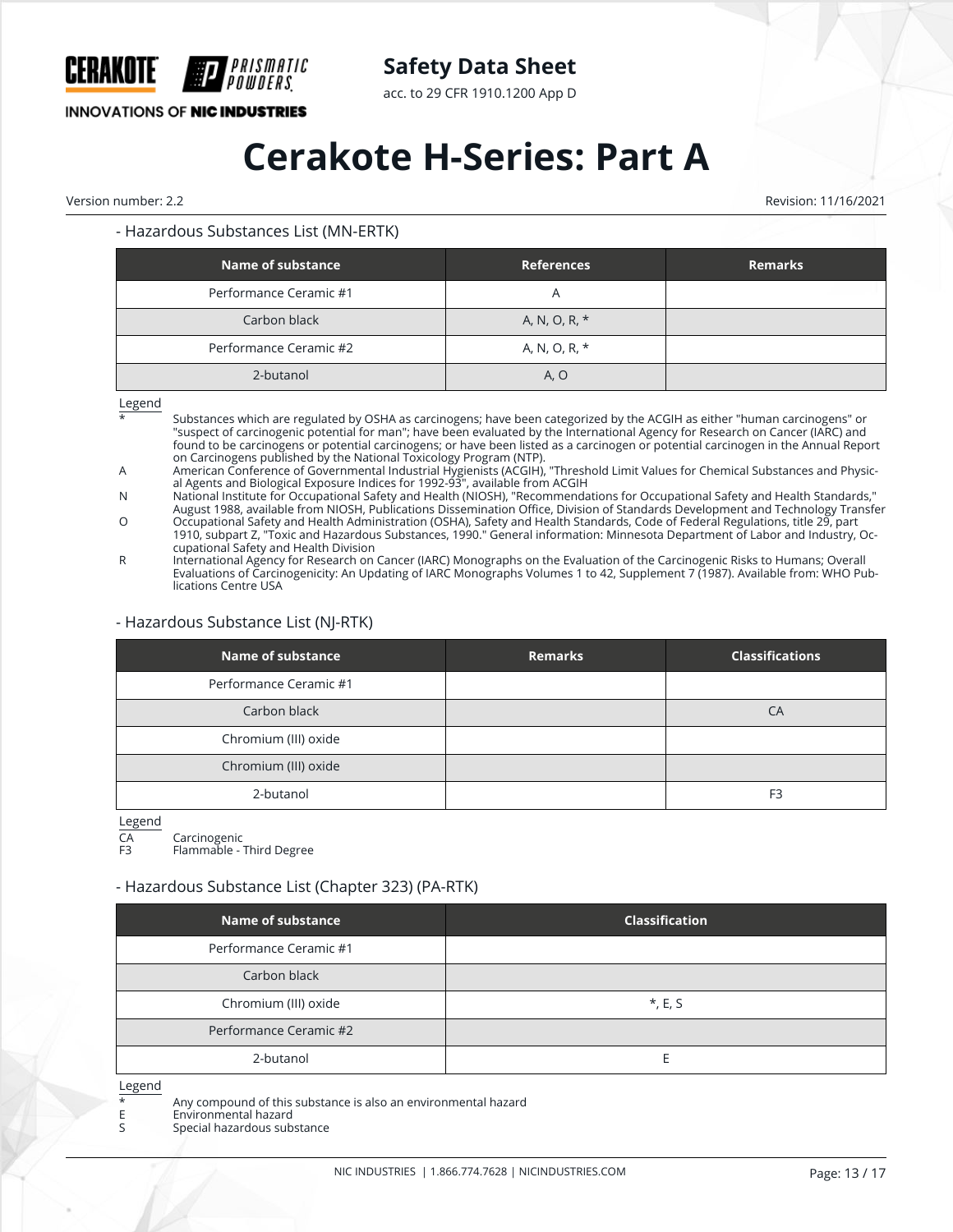- Hazardous Substances List (MN-ERTK)

| Name of substance | References | Remarks |
|---|---|---|
| Performance Ceramic #1 | A | |
| Carbon black | A, N, O, R, * | |
| Performance Ceramic #2 | A, N, O, R, * | |
| 2-butanol | A, O | |

Legend

- * Substances which are regulated by OSHA as carcinogens; have been categorized by the ACGIH as either "human carcinogens" or "suspect of carcinogenic potential for man"; have been evaluated by the International Agency for Research on Cancer (IARC) and found to be carcinogens or potential carcinogens; or have been listed as a carcinogen or potential carcinogen in the Annual Report on Carcinogens published by the National Toxicology Program (NTP).
- A American Conference of Governmental Industrial Hygienists (ACGIH), "Threshold Limit Values for Chemical Substances and Physical Agents and Biological Exposure Indices for 1992-93", available from ACGIH
- N National Institute for Occupational Safety and Health (NIOSH), "Recommendations for Occupational Safety and Health Standards," August 1988, available from NIOSH, Publications Dissemination Office, Division of Standards Development and Technology Transfer
- O Occupational Safety and Health Administration (OSHA), Safety and Health Standards, Code of Federal Regulations, title 29, part 1910, subpart Z, "Toxic and Hazardous Substances, 1990." General information: Minnesota Department of Labor and Industry, Occupational Safety and Health Division
- R International Agency for Research on Cancer (IARC) Monographs on the Evaluation of the Carcinogenic Risks to Humans; Overall Evaluations of Carcinogenicity: An Updating of IARC Monographs Volumes 1 to 42, Supplement 7 (1987). Available from: WHO Publications Centre USA

- Hazardous Substance List (NJ-RTK)

| Name of substance | Remarks | Classifications |
|---|---|---|
| Performance Ceramic #1 | | |
| Carbon black | | CA |
| Chromium (III) oxide | | |
| Chromium (III) oxide | | |
| 2-butanol | | F3 |

Legend

- CA Carcinogenic
- F3 Flammable - Third Degree

- Hazardous Substance List (Chapter 323) (PA-RTK)

| Name of substance | Classification |
|---|---|
| Performance Ceramic #1 | |
| Carbon black | |
| Chromium (III) oxide | *, E, S |
| Performance Ceramic #2 | |
| 2-butanol | E |

Legend

- * Any compound of this substance is also an environmental hazard
- E Environmental hazard
- S Special hazardous substance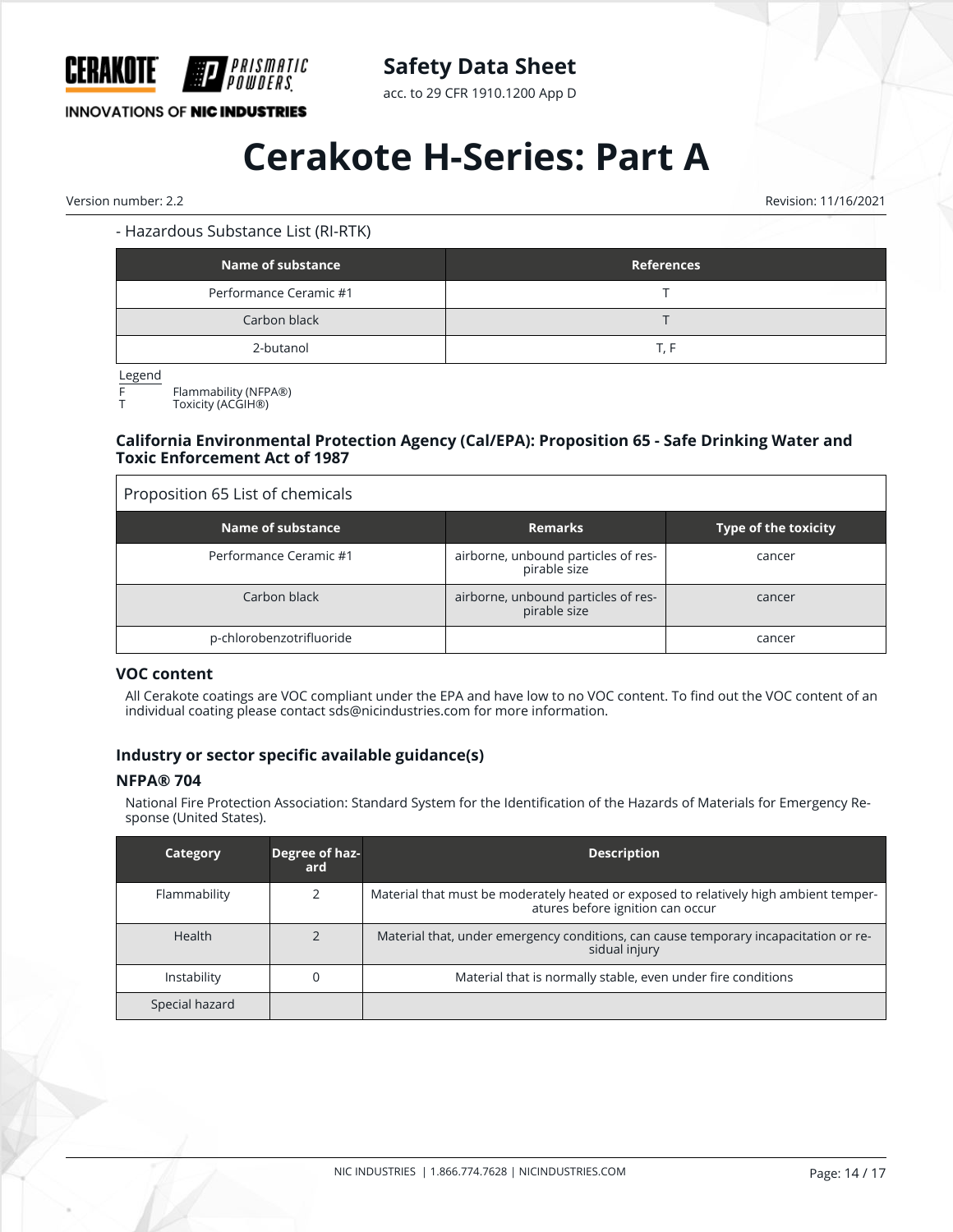- Hazardous Substance List (RI-RTK)

| Name of substance | References |
|---|---|
| Performance Ceramic #1 | T |
| Carbon black | T |
| 2-butanol | T, F |

Legend
F Flammability (NFPA®)
T Toxicity (ACGIH®)

### California Environmental Protection Agency (Cal/EPA): Proposition 65 - Safe Drinking Water and Toxic Enforcement Act of 1987

Proposition 65 List of chemicals

| Name of substance | Remarks | Type of the toxicity |
|---|---|---|
| Performance Ceramic #1 | airborne, unbound particles of respirable size | cancer |
| Carbon black | airborne, unbound particles of respirable size | cancer |
| p-chlorobenzotrifluoride | | cancer |

### VOC content

All Cerakote coatings are VOC compliant under the EPA and have low to no VOC content. To find out the VOC content of an individual coating please contact sds@nicindustries.com for more information.

### Industry or sector specific available guidance(s)

#### NFPA® 704

National Fire Protection Association: Standard System for the Identification of the Hazards of Materials for Emergency Response (United States).

| Category | Degree of hazard | Description |
|---|---|---|
| Flammability | 2 | Material that must be moderately heated or exposed to relatively high ambient temperatures before ignition can occur |
| Health | 2 | Material that, under emergency conditions, can cause temporary incapacitation or residual injury |
| Instability | 0 | Material that is normally stable, even under fire conditions |
| Special hazard | | |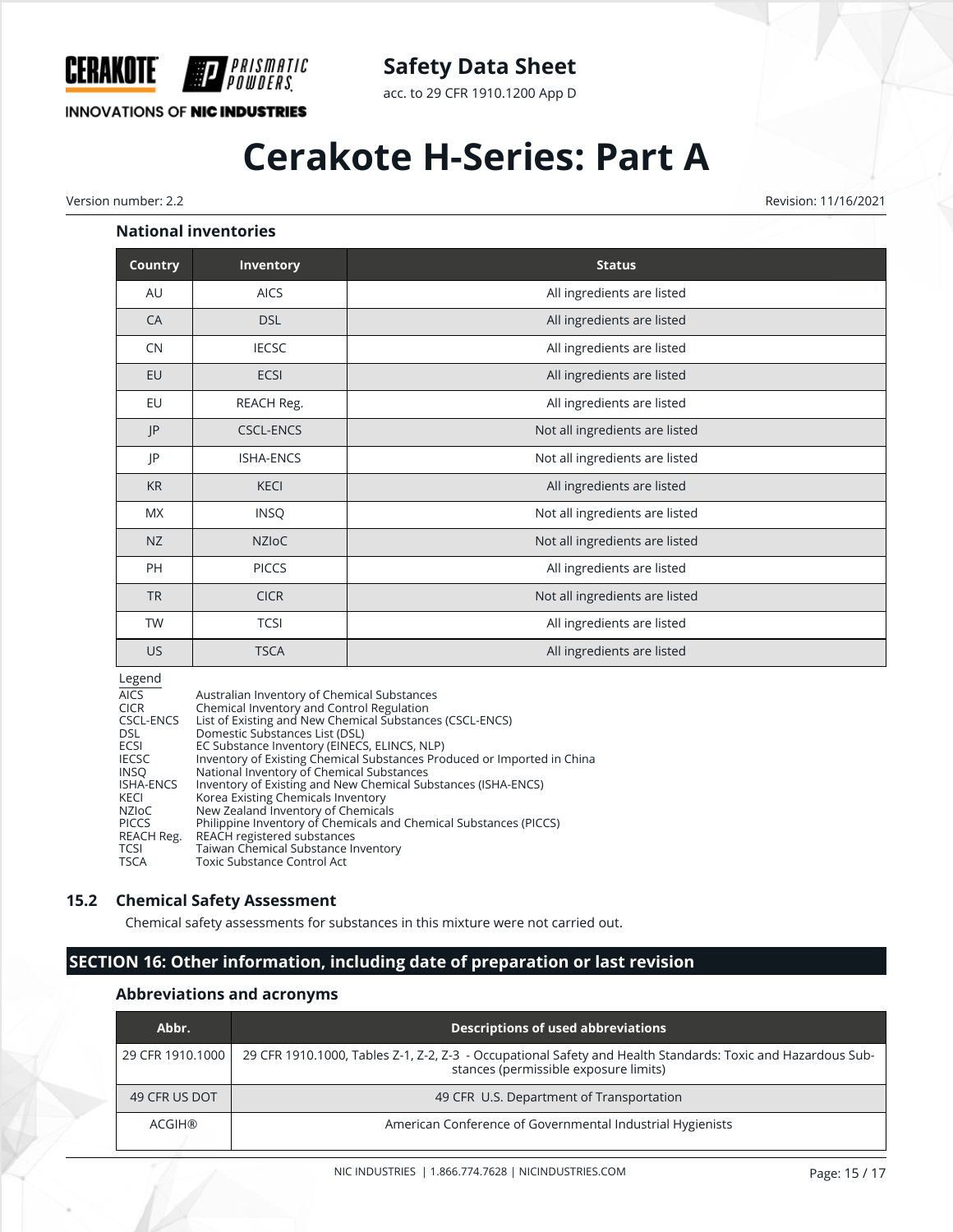### National inventories

| Country | Inventory | Status |
|---|---|---|
| AU | AICS | All ingredients are listed |
| CA | DSL | All ingredients are listed |
| CN | IECSC | All ingredients are listed |
| EU | ECSI | All ingredients are listed |
| EU | REACH Reg. | All ingredients are listed |
| JP | CSCL-ENCS | Not all ingredients are listed |
| JP | ISHA-ENCS | Not all ingredients are listed |
| KR | KECI | All ingredients are listed |
| MX | INSQ | Not all ingredients are listed |
| NZ | NZIoC | Not all ingredients are listed |
| PH | PICCS | All ingredients are listed |
| TR | CICR | Not all ingredients are listed |
| TW | TCSI | All ingredients are listed |
| US | TSCA | All ingredients are listed |

Legend

| | |
|---|---|
| AICS | Australian Inventory of Chemical Substances |
| CICR | Chemical Inventory and Control Regulation |
| CSCL-ENCS | List of Existing and New Chemical Substances (CSCL-ENCS) |
| DSL | Domestic Substances List (DSL) |
| ECSI | EC Substance Inventory (EINECS, ELINCS, NLP) |
| IECSC | Inventory of Existing Chemical Substances Produced or Imported in China |
| INSQ | National Inventory of Chemical Substances |
| ISHA-ENCS | Inventory of Existing and New Chemical Substances (ISHA-ENCS) |
| KECI | Korea Existing Chemicals Inventory |
| NZIoC | New Zealand Inventory of Chemicals |
| PICCS | Philippine Inventory of Chemicals and Chemical Substances (PICCS) |
| REACH Reg. | REACH registered substances |
| TCSI | Taiwan Chemical Substance Inventory |
| TSCA | Toxic Substance Control Act |

## 15.2 Chemical Safety Assessment

Chemical safety assessments for substances in this mixture were not carried out.

## SECTION 16: Other information, including date of preparation or last revision

### Abbreviations and acronyms

| Abbr. | Descriptions of used abbreviations |
|---|---|
| 29 CFR 1910.1000 | 29 CFR 1910.1000, Tables Z-1, Z-2, Z-3 - Occupational Safety and Health Standards: Toxic and Hazardous Substances (permissible exposure limits) |
| 49 CFR US DOT | 49 CFR U.S. Department of Transportation |
| ACGIH® | American Conference of Governmental Industrial Hygienists |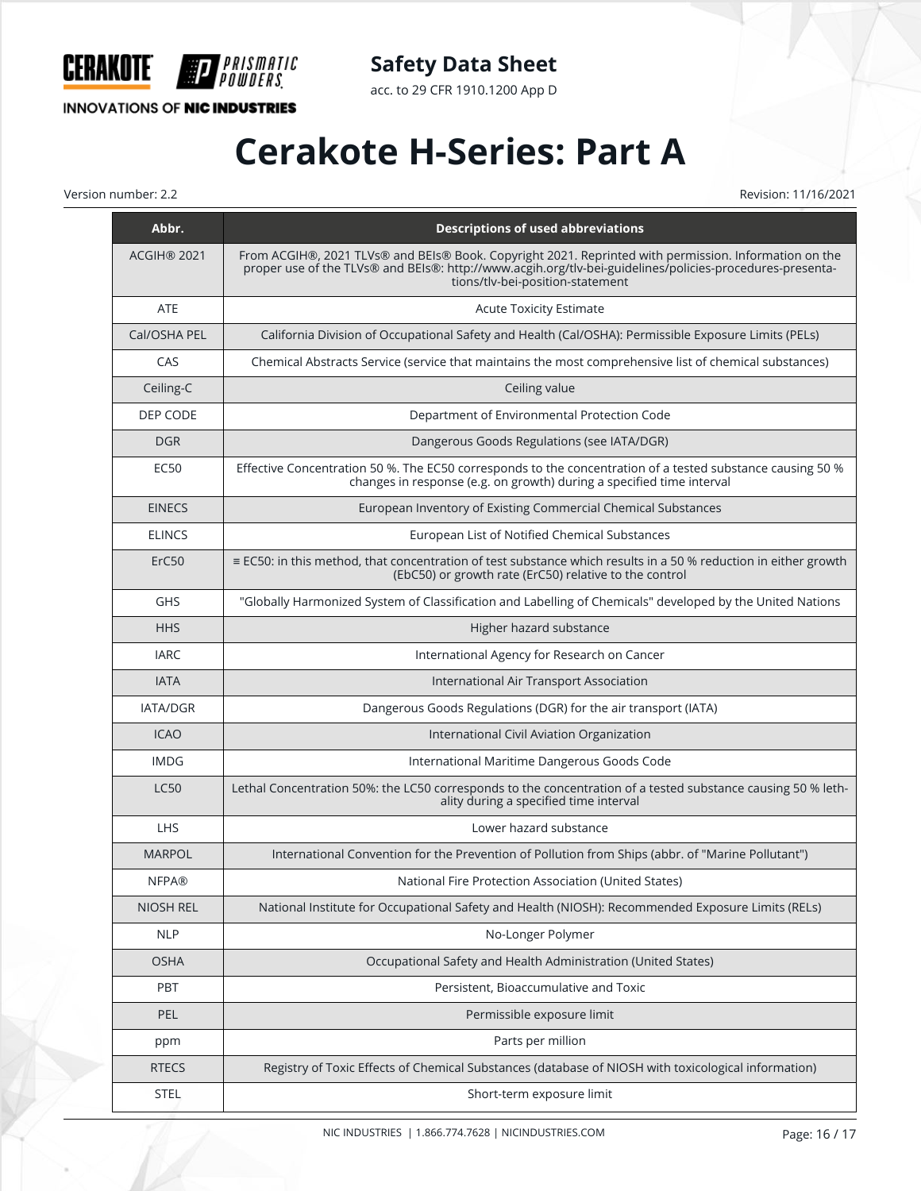| Abbr. | Descriptions of used abbreviations |
|---|---|
| ACGIH® 2021 | From ACGIH®, 2021 TLVs® and BEIs® Book. Copyright 2021. Reprinted with permission. Information on the proper use of the TLVs® and BEIs®: http://www.acgih.org/tlv-bei-guidelines/policies-procedures-presentations/tlv-bei-position-statement |
| ATE | Acute Toxicity Estimate |
| Cal/OSHA PEL | California Division of Occupational Safety and Health (Cal/OSHA): Permissible Exposure Limits (PELs) |
| CAS | Chemical Abstracts Service (service that maintains the most comprehensive list of chemical substances) |
| Ceiling-C | Ceiling value |
| DEP CODE | Department of Environmental Protection Code |
| DGR | Dangerous Goods Regulations (see IATA/DGR) |
| EC50 | Effective Concentration 50 %. The EC50 corresponds to the concentration of a tested substance causing 50 % changes in response (e.g. on growth) during a specified time interval |
| EINECS | European Inventory of Existing Commercial Chemical Substances |
| ELINCS | European List of Notified Chemical Substances |
| ErC50 | ≡ EC50: in this method, that concentration of test substance which results in a 50 % reduction in either growth (EbC50) or growth rate (ErC50) relative to the control |
| GHS | "Globally Harmonized System of Classification and Labelling of Chemicals" developed by the United Nations |
| HHS | Higher hazard substance |
| IARC | International Agency for Research on Cancer |
| IATA | International Air Transport Association |
| IATA/DGR | Dangerous Goods Regulations (DGR) for the air transport (IATA) |
| ICAO | International Civil Aviation Organization |
| IMDG | International Maritime Dangerous Goods Code |
| LC50 | Lethal Concentration 50%: the LC50 corresponds to the concentration of a tested substance causing 50 % lethality during a specified time interval |
| LHS | Lower hazard substance |
| MARPOL | International Convention for the Prevention of Pollution from Ships (abbr. of "Marine Pollutant") |
| NFPA® | National Fire Protection Association (United States) |
| NIOSH REL | National Institute for Occupational Safety and Health (NIOSH): Recommended Exposure Limits (RELs) |
| NLP | No-Longer Polymer |
| OSHA | Occupational Safety and Health Administration (United States) |
| PBT | Persistent, Bioaccumulative and Toxic |
| PEL | Permissible exposure limit |
| ppm | Parts per million |
| RTECS | Registry of Toxic Effects of Chemical Substances (database of NIOSH with toxicological information) |
| STEL | Short-term exposure limit |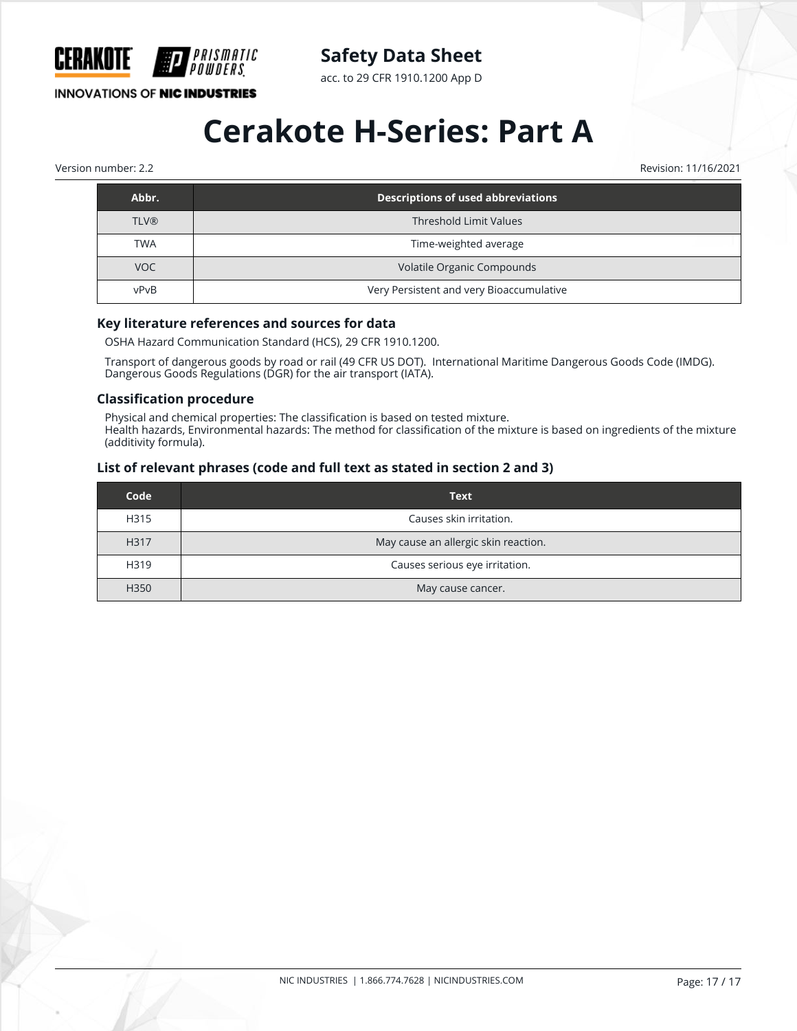| Abbr. | Descriptions of used abbreviations |
| --- | --- |
| TLV® | Threshold Limit Values |
| TWA | Time-weighted average |
| VOC | Volatile Organic Compounds |
| vPvB | Very Persistent and very Bioaccumulative |

### Key literature references and sources for data

OSHA Hazard Communication Standard (HCS), 29 CFR 1910.1200.

Transport of dangerous goods by road or rail (49 CFR US DOT). International Maritime Dangerous Goods Code (IMDG). Dangerous Goods Regulations (DGR) for the air transport (IATA).

### Classification procedure

Physical and chemical properties: The classification is based on tested mixture.
Health hazards, Environmental hazards: The method for classification of the mixture is based on ingredients of the mixture (additivity formula).

### List of relevant phrases (code and full text as stated in section 2 and 3)

| Code | Text |
| --- | --- |
| H315 | Causes skin irritation. |
| H317 | May cause an allergic skin reaction. |
| H319 | Causes serious eye irritation. |
| H350 | May cause cancer. |